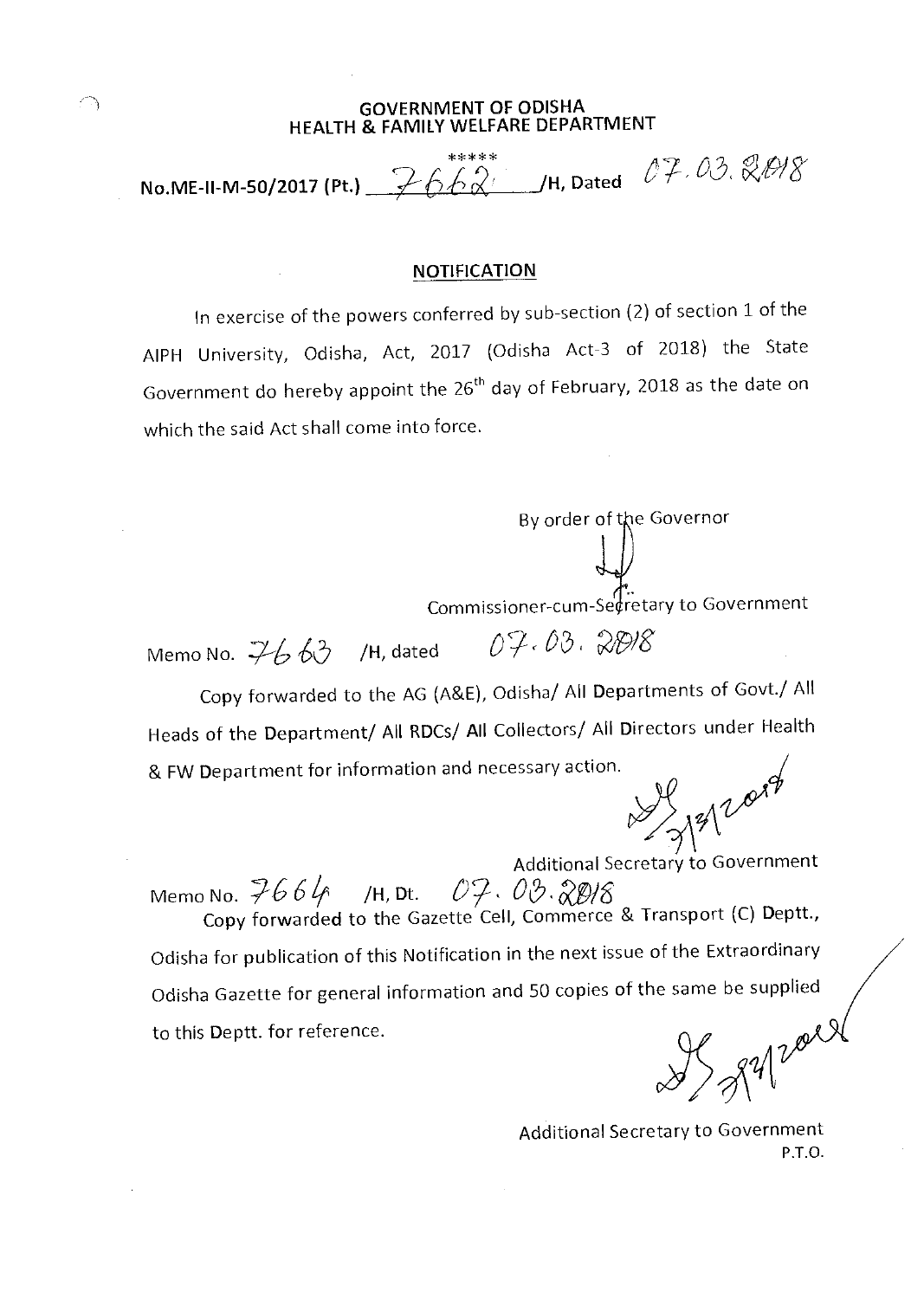**GOVERNMENT OF ODISHA**
**HEALTH & FAMILY WELFARE DEPARTMENT**

\*\*\*\*\*

No.ME-II-M-50/2017 (Pt.) 7662 /H, Dated 07.03.2018

**NOTIFICATION**

In exercise of the powers conferred by sub-section (2) of section 1 of the AIPH University, Odisha, Act, 2017 (Odisha Act-3 of 2018) the State Government do hereby appoint the 26th day of February, 2018 as the date on which the said Act shall come into force.

By order of the Governor

Commissioner-cum-Secretary to Government

Memo No. 7663 /H, dated 07.03.2018

Copy forwarded to the AG (A&E), Odisha/ All Departments of Govt./ All Heads of the Department/ All RDCs/ All Collectors/ All Directors under Health & FW Department for information and necessary action.

7/3/2018

Additional Secretary to Government

Memo No. 7664 /H, Dt. 07.03.2018

Copy forwarded to the Gazette Cell, Commerce & Transport (C) Deptt., Odisha for publication of this Notification in the next issue of the Extraordinary Odisha Gazette for general information and 50 copies of the same be supplied to this Deptt. for reference.

7/3/2018

Additional Secretary to Government

P.T.O.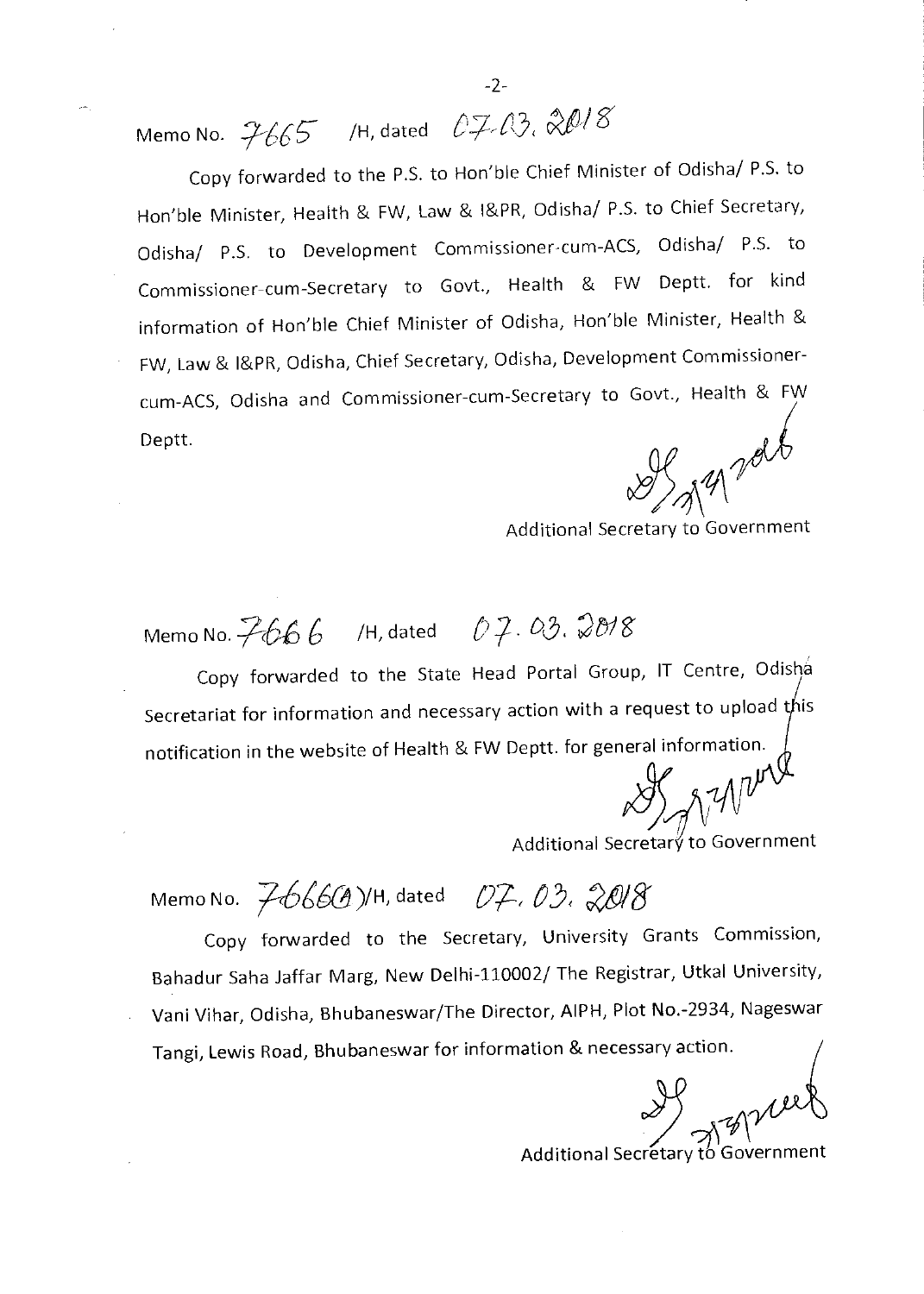Memo No. 7665 /H, dated 07.03.2018

Copy forwarded to the P.S. to Hon'ble Chief Minister of Odisha/ P.S. to Hon'ble Minister, Health & FW, Law & I&PR, Odisha/ P.S. to Chief Secretary, Odisha/ P.S. to Development Commissioner-cum-ACS, Odisha/ P.S. to Commissioner-cum-Secretary to Govt., Health & FW Deptt. for kind information of Hon'ble Chief Minister of Odisha, Hon'ble Minister, Health & FW, Law & I&PR, Odisha, Chief Secretary, Odisha, Development Commissioner-cum-ACS, Odisha and Commissioner-cum-Secretary to Govt., Health & FW Deptt.

Additional Secretary to Government

Memo No. 7666 /H, dated 07.03.2018

Copy forwarded to the State Head Portal Group, IT Centre, Odisha Secretariat for information and necessary action with a request to upload this notification in the website of Health & FW Deptt. for general information.

Additional Secretary to Government

Memo No. 7666(A)/H, dated 07.03.2018

Copy forwarded to the Secretary, University Grants Commission, Bahadur Saha Jaffar Marg, New Delhi-110002/ The Registrar, Utkal University, Vani Vihar, Odisha, Bhubaneswar/The Director, AIPH, Plot No.-2934, Nageswar Tangi, Lewis Road, Bhubaneswar for information & necessary action.

Additional Secretary to Government